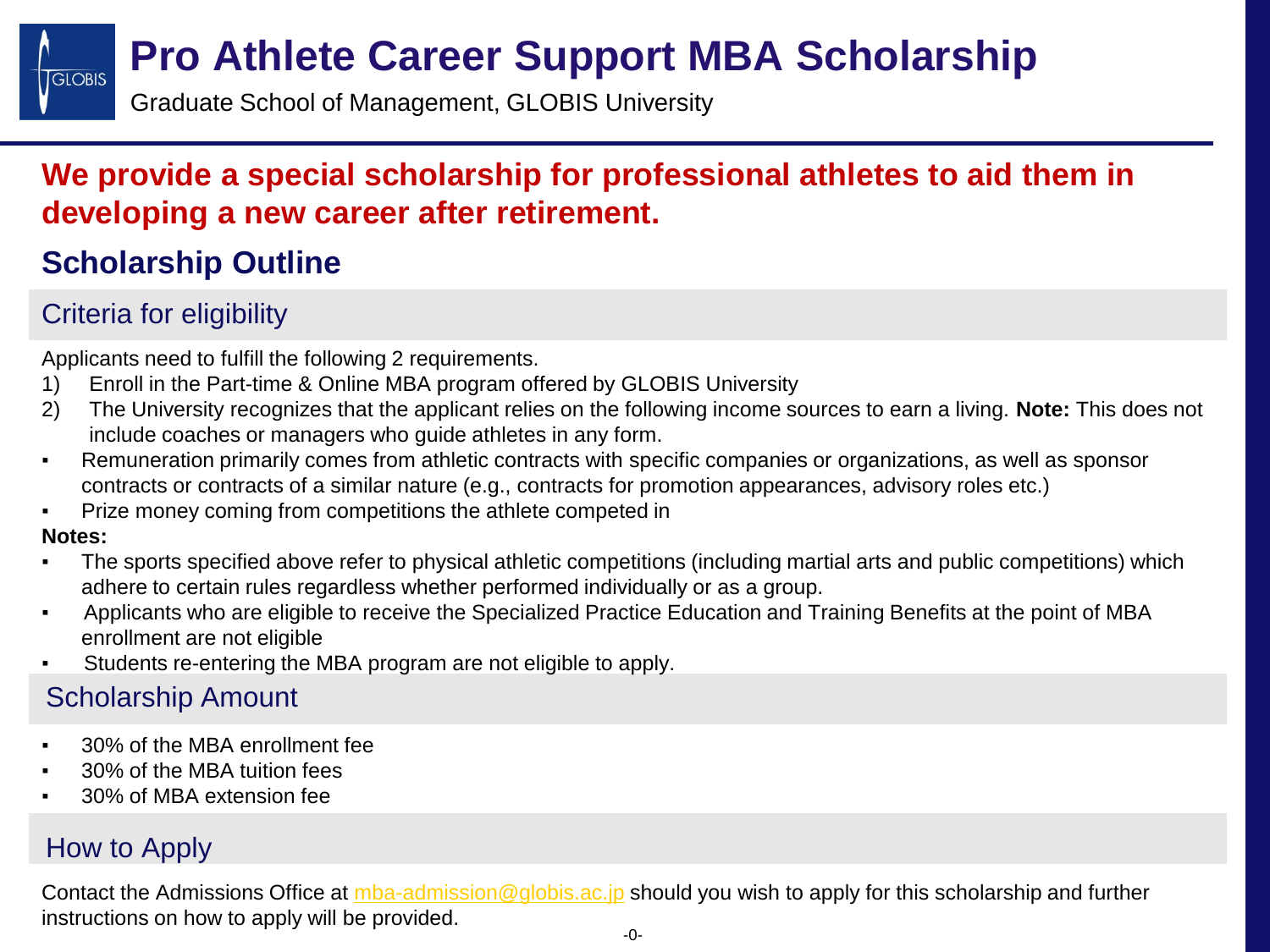# Pro Athlete Career Support MBA Scholarship

Graduate School of Management, GLOBIS University

**We provide a special scholarship for professional athletes to aid them in developing a new career after retirement.**

## Scholarship Outline

### Criteria for eligibility

Applicants need to fulfill the following 2 requirements.

1) Enroll in the Part-time & Online MBA program offered by GLOBIS University
2) The University recognizes that the applicant relies on the following income sources to earn a living. **Note:** This does not include coaches or managers who guide athletes in any form.

- Remuneration primarily comes from athletic contracts with specific companies or organizations, as well as sponsor contracts or contracts of a similar nature (e.g., contracts for promotion appearances, advisory roles etc.)
- Prize money coming from competitions the athlete competed in

**Notes:**

- The sports specified above refer to physical athletic competitions (including martial arts and public competitions) which adhere to certain rules regardless whether performed individually or as a group.
- Applicants who are eligible to receive the Specialized Practice Education and Training Benefits at the point of MBA enrollment are not eligible
- Students re-entering the MBA program are not eligible to apply.

### Scholarship Amount

- 30% of the MBA enrollment fee
- 30% of the MBA tuition fees
- 30% of MBA extension fee

### How to Apply

Contact the Admissions Office at mba-admission@globis.ac.jp should you wish to apply for this scholarship and further instructions on how to apply will be provided.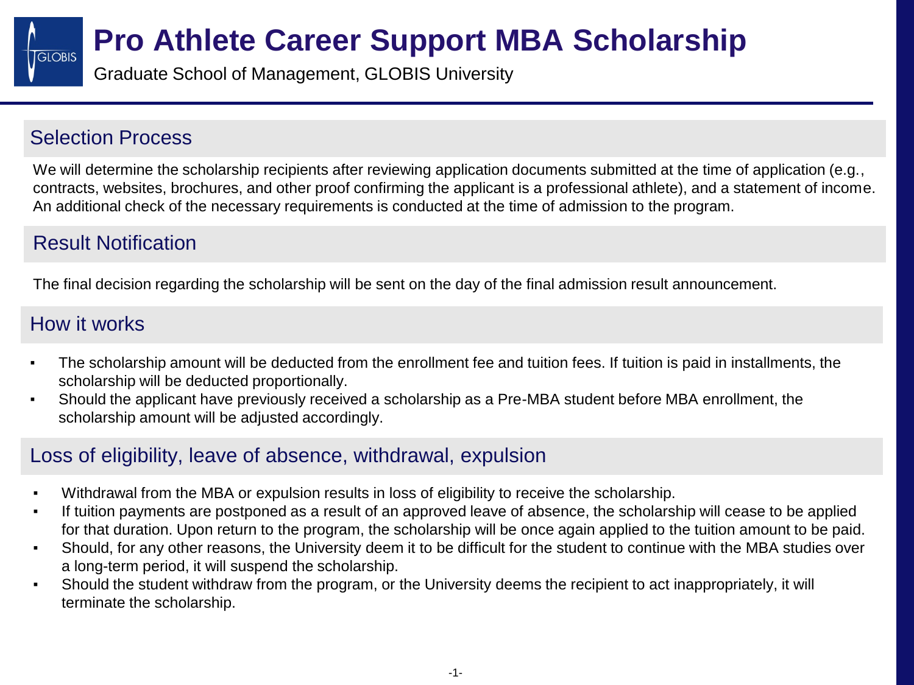# Pro Athlete Career Support MBA Scholarship

Graduate School of Management, GLOBIS University

## Selection Process

We will determine the scholarship recipients after reviewing application documents submitted at the time of application (e.g., contracts, websites, brochures, and other proof confirming the applicant is a professional athlete), and a statement of income. An additional check of the necessary requirements is conducted at the time of admission to the program.

## Result Notification

The final decision regarding the scholarship will be sent on the day of the final admission result announcement.

## How it works

- The scholarship amount will be deducted from the enrollment fee and tuition fees. If tuition is paid in installments, the scholarship will be deducted proportionally.
- Should the applicant have previously received a scholarship as a Pre-MBA student before MBA enrollment, the scholarship amount will be adjusted accordingly.

## Loss of eligibility, leave of absence, withdrawal, expulsion

- Withdrawal from the MBA or expulsion results in loss of eligibility to receive the scholarship.
- If tuition payments are postponed as a result of an approved leave of absence, the scholarship will cease to be applied for that duration. Upon return to the program, the scholarship will be once again applied to the tuition amount to be paid.
- Should, for any other reasons, the University deem it to be difficult for the student to continue with the MBA studies over a long-term period, it will suspend the scholarship.
- Should the student withdraw from the program, or the University deems the recipient to act inappropriately, it will terminate the scholarship.